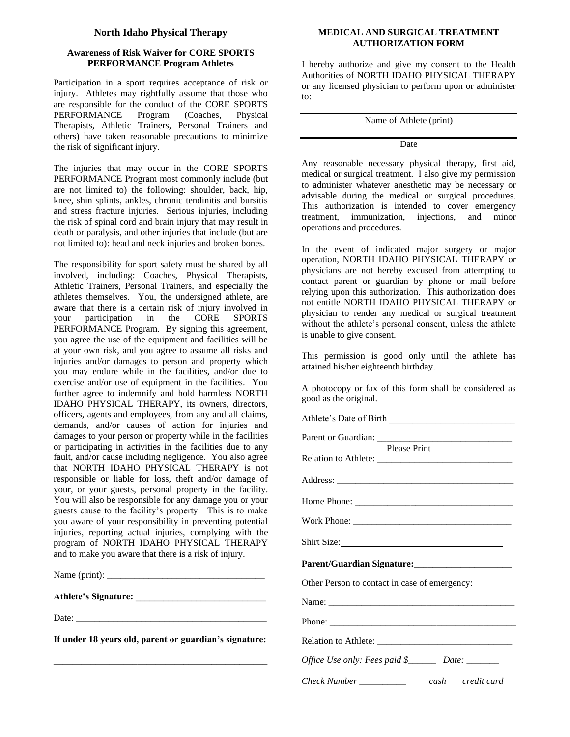## North Idaho Physical Therapy

### Awareness of Risk Waiver for CORE SPORTS PERFORMANCE Program Athletes

Participation in a sport requires acceptance of risk or injury. Athletes may rightfully assume that those who are responsible for the conduct of the CORE SPORTS PERFORMANCE Program (Coaches, Physical Therapists, Athletic Trainers, Personal Trainers and others) have taken reasonable precautions to minimize the risk of significant injury.

The injuries that may occur in the CORE SPORTS PERFORMANCE Program most commonly include (but are not limited to) the following: shoulder, back, hip, knee, shin splints, ankles, chronic tendinitis and bursitis and stress fracture injuries. Serious injuries, including the risk of spinal cord and brain injury that may result in death or paralysis, and other injuries that include (but are not limited to): head and neck injuries and broken bones.

The responsibility for sport safety must be shared by all involved, including: Coaches, Physical Therapists, Athletic Trainers, Personal Trainers, and especially the athletes themselves. You, the undersigned athlete, are aware that there is a certain risk of injury involved in your participation in the CORE SPORTS PERFORMANCE Program. By signing this agreement, you agree the use of the equipment and facilities will be at your own risk, and you agree to assume all risks and injuries and/or damages to person and property which you may endure while in the facilities, and/or due to exercise and/or use of equipment in the facilities. You further agree to indemnify and hold harmless NORTH IDAHO PHYSICAL THERAPY, its owners, directors, officers, agents and employees, from any and all claims, demands, and/or causes of action for injuries and damages to your person or property while in the facilities or participating in activities in the facilities due to any fault, and/or cause including negligence. You also agree that NORTH IDAHO PHYSICAL THERAPY is not responsible or liable for loss, theft and/or damage of your, or your guests, personal property in the facility. You will also be responsible for any damage you or your guests cause to the facility's property. This is to make you aware of your responsibility in preventing potential injuries, reporting actual injuries, complying with the program of NORTH IDAHO PHYSICAL THERAPY and to make you aware that there is a risk of injury.

Name (print): ___________________________________

**Athlete's Signature: ____________________________**

Date: ___________________________________________

**If under 18 years old, parent or guardian's signature:**

**_______________________________________________**

### MEDICAL AND SURGICAL TREATMENT AUTHORIZATION FORM

I hereby authorize and give my consent to the Health Authorities of NORTH IDAHO PHYSICAL THERAPY or any licensed physician to perform upon or administer to:

_______________________________________________
Name of Athlete (print)

_______________________________________________
Date

Any reasonable necessary physical therapy, first aid, medical or surgical treatment. I also give my permission to administer whatever anesthetic may be necessary or advisable during the medical or surgical procedures. This authorization is intended to cover emergency treatment, immunization, injections, and minor operations and procedures.

In the event of indicated major surgery or major operation, NORTH IDAHO PHYSICAL THERAPY or physicians are not hereby excused from attempting to contact parent or guardian by phone or mail before relying upon this authorization. This authorization does not entitle NORTH IDAHO PHYSICAL THERAPY or physician to render any medical or surgical treatment without the athlete's personal consent, unless the athlete is unable to give consent.

This permission is good only until the athlete has attained his/her eighteenth birthday.

A photocopy or fax of this form shall be considered as good as the original.

Athlete's Date of Birth ___________________________

Parent or Guardian: _____________________________
Please Print

Relation to Athlete: _____________________________

Address: ______________________________________

Home Phone: __________________________________

Work Phone: __________________________________

Shirt Size: ____________________________________

**Parent/Guardian Signature: _____________________**

Other Person to contact in case of emergency:

Name: ________________________________________

Phone: ________________________________________

Relation to Athlete: _____________________________

*Office Use only: Fees paid $______ Date: _______*

*Check Number __________ cash credit card*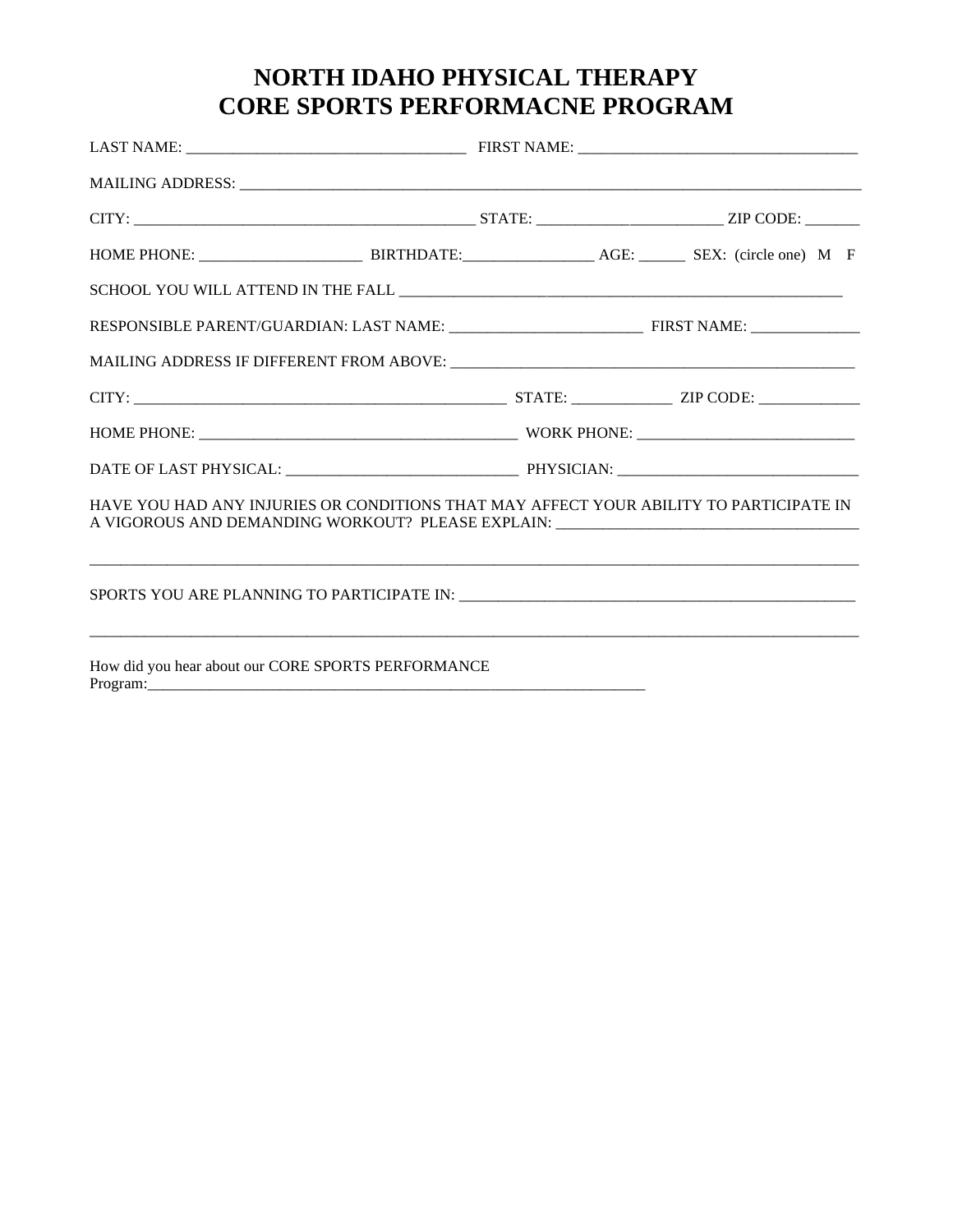# NORTH IDAHO PHYSICAL THERAPY
# CORE SPORTS PERFORMACNE PROGRAM

LAST NAME: ___________________________________ FIRST NAME: ___________________________________

MAILING ADDRESS: ___________________________________________________________________________

CITY: ___________________________________________ STATE: _______________________ ZIP CODE: _______

HOME PHONE: ____________________ BIRTHDATE:________________ AGE: ______ SEX: (circle one) M F

SCHOOL YOU WILL ATTEND IN THE FALL ___________________________________________________________

RESPONSIBLE PARENT/GUARDIAN: LAST NAME: ________________________ FIRST NAME: ______________

MAILING ADDRESS IF DIFFERENT FROM ABOVE: ____________________________________________________

CITY: ________________________________________________ STATE: ____________ ZIP CODE: _____________

HOME PHONE: _________________________________________ WORK PHONE: ___________________________

DATE OF LAST PHYSICAL: _____________________________ PHYSICIAN: ______________________________

HAVE YOU HAD ANY INJURIES OR CONDITIONS THAT MAY AFFECT YOUR ABILITY TO PARTICIPATE IN A VIGOROUS AND DEMANDING WORKOUT? PLEASE EXPLAIN: ______________________________________

_____________________________________________________________________________________________

SPORTS YOU ARE PLANNING TO PARTICIPATE IN: ____________________________________________________

_____________________________________________________________________________________________

How did you hear about our CORE SPORTS PERFORMANCE Program:_____________________________________________________________________